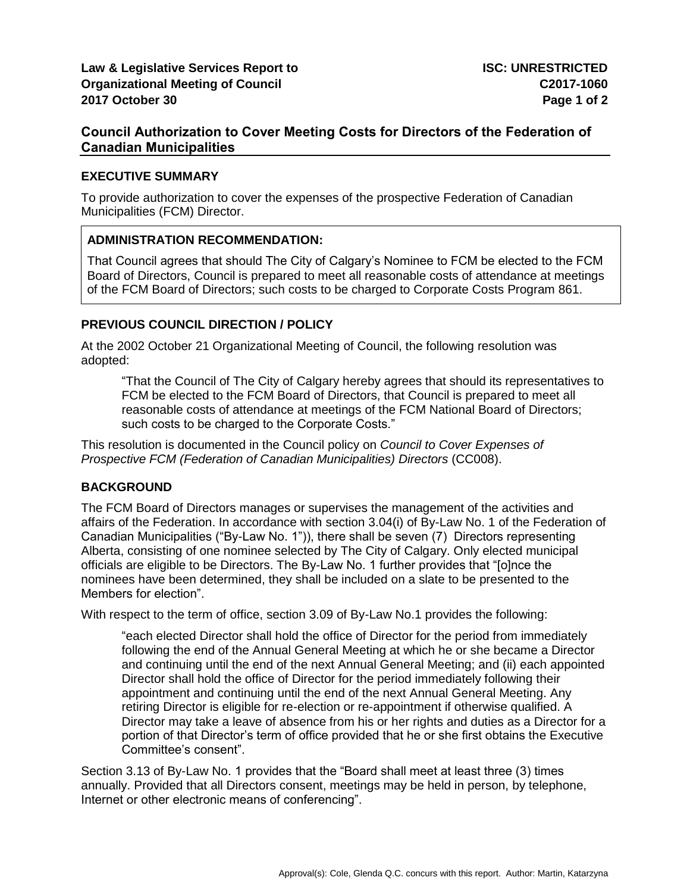**Law & Legislative Services Report to Organizational Meeting of Council**
**2017 October 30**

**ISC: UNRESTRICTED**
**C2017-1060**

## Council Authorization to Cover Meeting Costs for Directors of the Federation of Canadian Municipalities

### EXECUTIVE SUMMARY

To provide authorization to cover the expenses of the prospective Federation of Canadian Municipalities (FCM) Director.

### ADMINISTRATION RECOMMENDATION:

That Council agrees that should The City of Calgary's Nominee to FCM be elected to the FCM Board of Directors, Council is prepared to meet all reasonable costs of attendance at meetings of the FCM Board of Directors; such costs to be charged to Corporate Costs Program 861.

### PREVIOUS COUNCIL DIRECTION / POLICY

At the 2002 October 21 Organizational Meeting of Council, the following resolution was adopted:

> "That the Council of The City of Calgary hereby agrees that should its representatives to FCM be elected to the FCM Board of Directors, that Council is prepared to meet all reasonable costs of attendance at meetings of the FCM National Board of Directors; such costs to be charged to the Corporate Costs."

This resolution is documented in the Council policy on *Council to Cover Expenses of Prospective FCM (Federation of Canadian Municipalities) Directors* (CC008).

### BACKGROUND

The FCM Board of Directors manages or supervises the management of the activities and affairs of the Federation. In accordance with section 3.04(i) of By-Law No. 1 of the Federation of Canadian Municipalities ("By-Law No. 1")), there shall be seven (7) Directors representing Alberta, consisting of one nominee selected by The City of Calgary. Only elected municipal officials are eligible to be Directors. The By-Law No. 1 further provides that "[o]nce the nominees have been determined, they shall be included on a slate to be presented to the Members for election".

With respect to the term of office, section 3.09 of By-Law No.1 provides the following:

> "each elected Director shall hold the office of Director for the period from immediately following the end of the Annual General Meeting at which he or she became a Director and continuing until the end of the next Annual General Meeting; and (ii) each appointed Director shall hold the office of Director for the period immediately following their appointment and continuing until the end of the next Annual General Meeting. Any retiring Director is eligible for re-election or re-appointment if otherwise qualified. A Director may take a leave of absence from his or her rights and duties as a Director for a portion of that Director's term of office provided that he or she first obtains the Executive Committee's consent".

Section 3.13 of By-Law No. 1 provides that the "Board shall meet at least three (3) times annually. Provided that all Directors consent, meetings may be held in person, by telephone, Internet or other electronic means of conferencing".

Approval(s): Cole, Glenda Q.C. concurs with this report. Author: Martin, Katarzyna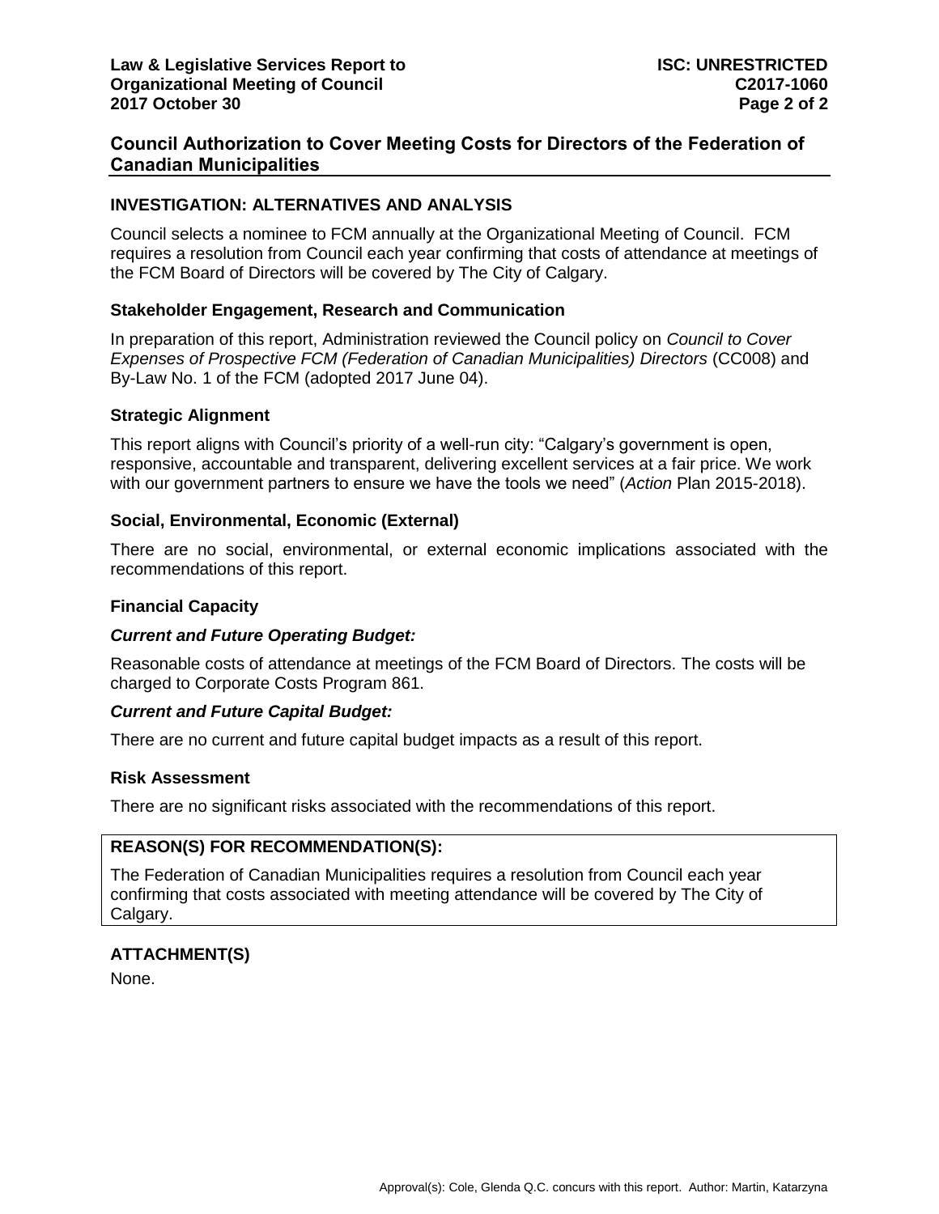## Council Authorization to Cover Meeting Costs for Directors of the Federation of Canadian Municipalities

### INVESTIGATION: ALTERNATIVES AND ANALYSIS

Council selects a nominee to FCM annually at the Organizational Meeting of Council. FCM requires a resolution from Council each year confirming that costs of attendance at meetings of the FCM Board of Directors will be covered by The City of Calgary.

### Stakeholder Engagement, Research and Communication

In preparation of this report, Administration reviewed the Council policy on *Council to Cover Expenses of Prospective FCM (Federation of Canadian Municipalities) Directors* (CC008) and By-Law No. 1 of the FCM (adopted 2017 June 04).

### Strategic Alignment

This report aligns with Council's priority of a well-run city: "Calgary's government is open, responsive, accountable and transparent, delivering excellent services at a fair price. We work with our government partners to ensure we have the tools we need" (*Action* Plan 2015-2018).

### Social, Environmental, Economic (External)

There are no social, environmental, or external economic implications associated with the recommendations of this report.

### Financial Capacity

#### *Current and Future Operating Budget:*

Reasonable costs of attendance at meetings of the FCM Board of Directors. The costs will be charged to Corporate Costs Program 861.

#### *Current and Future Capital Budget:*

There are no current and future capital budget impacts as a result of this report.

### Risk Assessment

There are no significant risks associated with the recommendations of this report.

### REASON(S) FOR RECOMMENDATION(S):

The Federation of Canadian Municipalities requires a resolution from Council each year confirming that costs associated with meeting attendance will be covered by The City of Calgary.

### ATTACHMENT(S)

None.

Approval(s): Cole, Glenda Q.C. concurs with this report. Author: Martin, Katarzyna